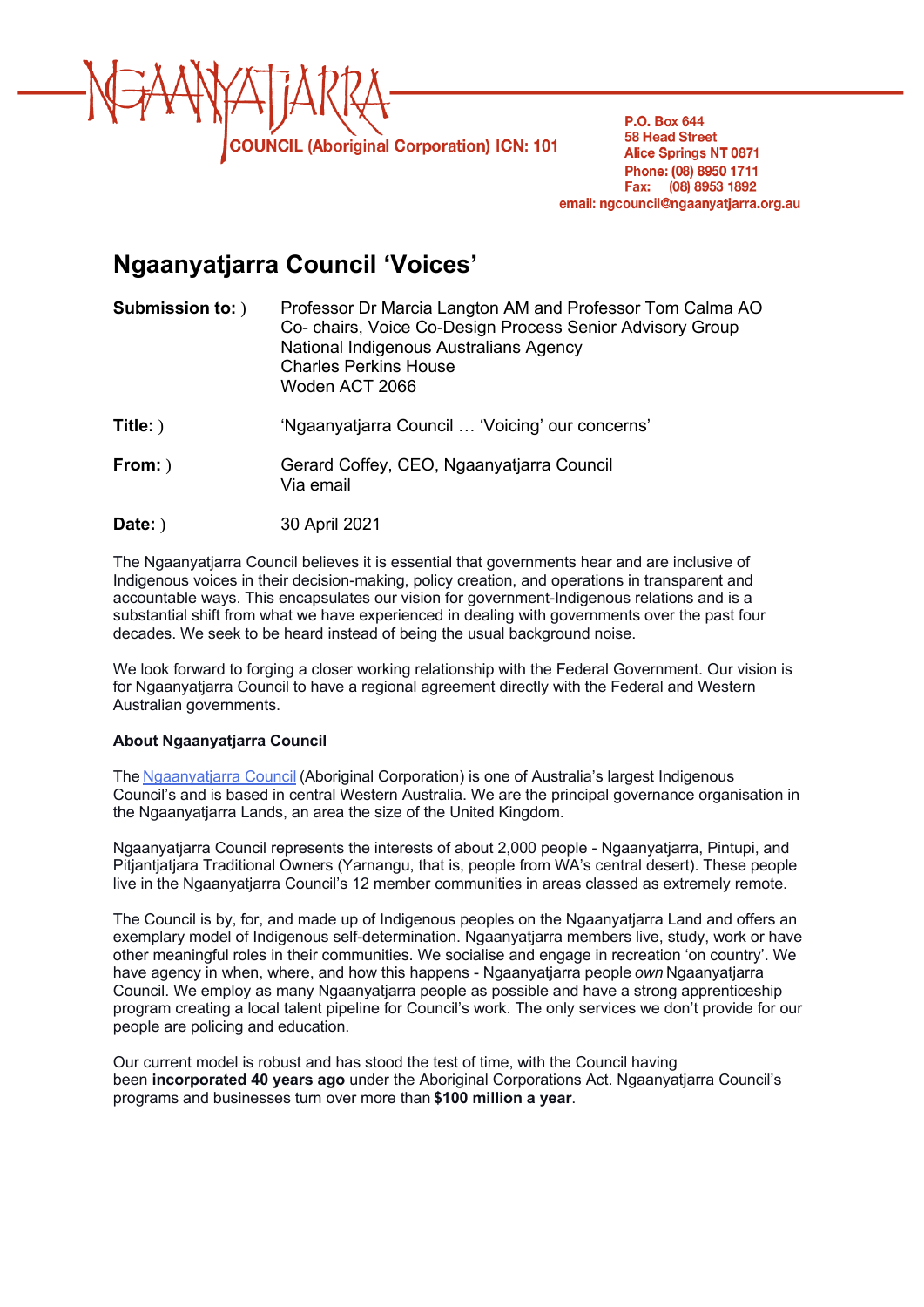NGAANYATJARRA

COUNCIL (Aboriginal Corporation) ICN: 101

P.O. Box 644
58 Head Street
Alice Springs NT 0871
Phone: (08) 8950 1711
Fax: (08) 8953 1892
email: ngcouncil@ngaanyatjarra.org.au

# Ngaanyatjarra Council 'Voices'

| | |
|---|---|
| **Submission to:** ) | Professor Dr Marcia Langton AM and Professor Tom Calma AO<br>Co- chairs, Voice Co-Design Process Senior Advisory Group<br>National Indigenous Australians Agency<br>Charles Perkins House<br>Woden ACT 2066 |
| **Title:** ) | 'Ngaanyatjarra Council … 'Voicing' our concerns' |
| **From:** ) | Gerard Coffey, CEO, Ngaanyatjarra Council<br>Via email |
| **Date:** ) | 30 April 2021 |

The Ngaanyatjarra Council believes it is essential that governments hear and are inclusive of Indigenous voices in their decision-making, policy creation, and operations in transparent and accountable ways. This encapsulates our vision for government-Indigenous relations and is a substantial shift from what we have experienced in dealing with governments over the past four decades. We seek to be heard instead of being the usual background noise.

We look forward to forging a closer working relationship with the Federal Government. Our vision is for Ngaanyatjarra Council to have a regional agreement directly with the Federal and Western Australian governments.

**About Ngaanyatjarra Council**

The Ngaanyatjarra Council (Aboriginal Corporation) is one of Australia's largest Indigenous Council's and is based in central Western Australia. We are the principal governance organisation in the Ngaanyatjarra Lands, an area the size of the United Kingdom.

Ngaanyatjarra Council represents the interests of about 2,000 people - Ngaanyatjarra, Pintupi, and Pitjantjatjara Traditional Owners (Yarnangu, that is, people from WA's central desert). These people live in the Ngaanyatjarra Council's 12 member communities in areas classed as extremely remote.

The Council is by, for, and made up of Indigenous peoples on the Ngaanyatjarra Land and offers an exemplary model of Indigenous self-determination. Ngaanyatjarra members live, study, work or have other meaningful roles in their communities. We socialise and engage in recreation 'on country'. We have agency in when, where, and how this happens - Ngaanyatjarra people *own* Ngaanyatjarra Council. We employ as many Ngaanyatjarra people as possible and have a strong apprenticeship program creating a local talent pipeline for Council's work. The only services we don't provide for our people are policing and education.

Our current model is robust and has stood the test of time, with the Council having been **incorporated 40 years ago** under the Aboriginal Corporations Act. Ngaanyatjarra Council's programs and businesses turn over more than **$100 million a year**.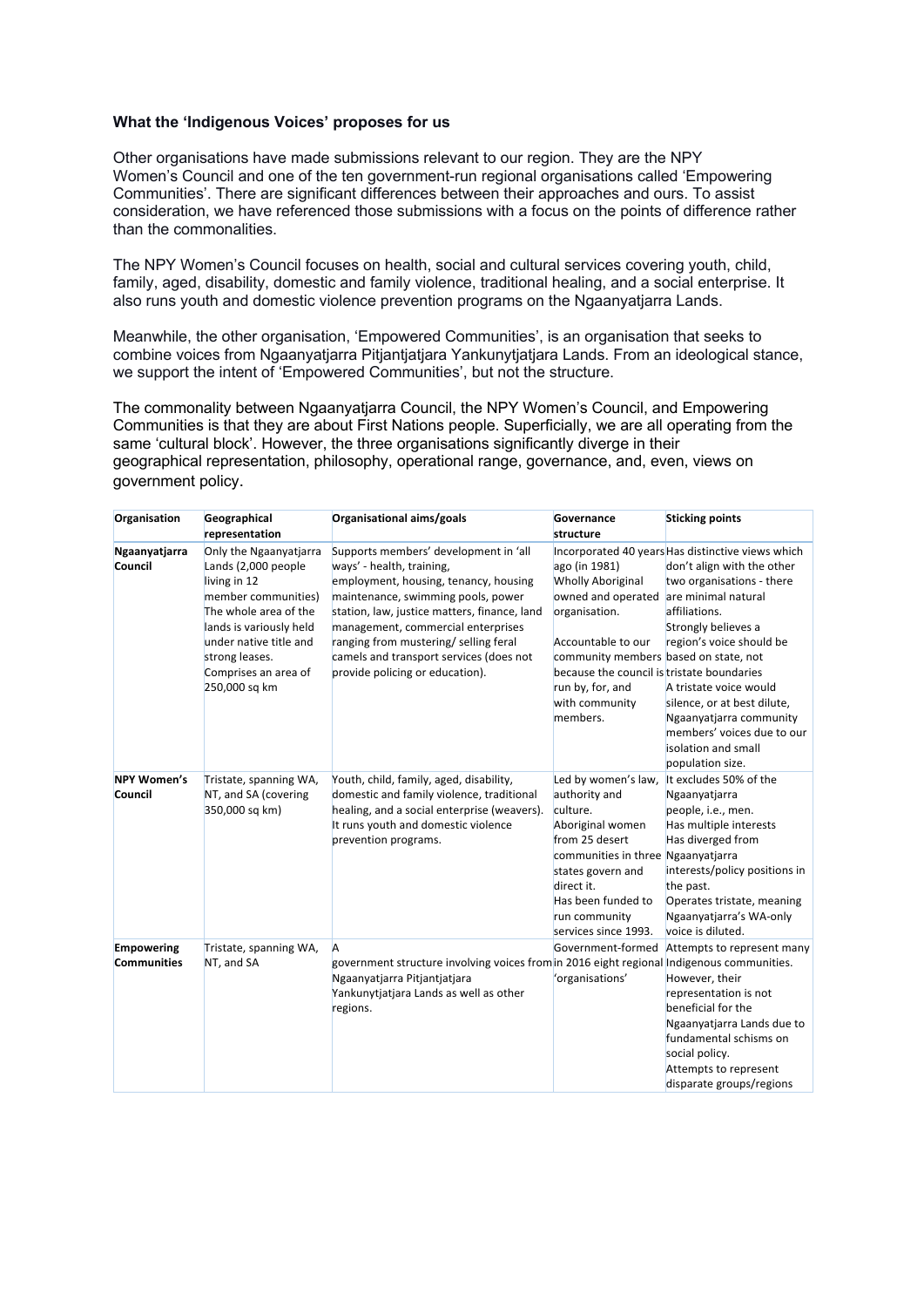**What the 'Indigenous Voices' proposes for us**

Other organisations have made submissions relevant to our region. They are the NPY Women's Council and one of the ten government-run regional organisations called 'Empowering Communities'. There are significant differences between their approaches and ours. To assist consideration, we have referenced those submissions with a focus on the points of difference rather than the commonalities.

The NPY Women's Council focuses on health, social and cultural services covering youth, child, family, aged, disability, domestic and family violence, traditional healing, and a social enterprise. It also runs youth and domestic violence prevention programs on the Ngaanyatjarra Lands.

Meanwhile, the other organisation, 'Empowered Communities', is an organisation that seeks to combine voices from Ngaanyatjarra Pitjantjatjara Yankunytjatjara Lands. From an ideological stance, we support the intent of 'Empowered Communities', but not the structure.

The commonality between Ngaanyatjarra Council, the NPY Women's Council, and Empowering Communities is that they are about First Nations people. Superficially, we are all operating from the same 'cultural block'. However, the three organisations significantly diverge in their geographical representation, philosophy, operational range, governance, and, even, views on government policy.

| Organisation | Geographical representation | Organisational aims/goals | Governance structure | Sticking points |
|---|---|---|---|---|
| **Ngaanyatjarra Council** | Only the Ngaanyatjarra Lands (2,000 people living in 12 member communities) The whole area of the lands is variously held under native title and strong leases. Comprises an area of 250,000 sq km | Supports members' development in 'all ways' - health, training, employment, housing, tenancy, housing maintenance, swimming pools, power station, law, justice matters, finance, land management, commercial enterprises ranging from mustering/ selling feral camels and transport services (does not provide policing or education). | Incorporated 40 years ago (in 1981) Wholly Aboriginal owned and operated organisation.<br><br>Accountable to our community members because the council is run by, for, and with community members. | Has distinctive views which don't align with the other two organisations - there are minimal natural affiliations.<br>Strongly believes a region's voice should be based on state, not tristate boundaries<br>A tristate voice would silence, or at best dilute, Ngaanyatjarra community members' voices due to our isolation and small population size. |
| **NPY Women's Council** | Tristate, spanning WA, NT, and SA (covering 350,000 sq km) | Youth, child, family, aged, disability, domestic and family violence, traditional healing, and a social enterprise (weavers). It runs youth and domestic violence prevention programs. | Led by women's law, authority and culture.<br>Aboriginal women from 25 desert communities in three states govern and direct it.<br>Has been funded to run community services since 1993. | It excludes 50% of the Ngaanyatjarra people, i.e., men.<br>Has multiple interests<br>Has diverged from Ngaanyatjarra interests/policy positions in the past.<br>Operates tristate, meaning Ngaanyatjarra's WA-only voice is diluted. |
| **Empowering Communities** | Tristate, spanning WA, NT, and SA | A government structure involving voices from Ngaanyatjarra Pitjantjatjara Yankunytjatjara Lands as well as other regions. | Government-formed in 2016 eight regional 'organisations' | Attempts to represent many Indigenous communities. However, their representation is not beneficial for the Ngaanyatjarra Lands due to fundamental schisms on social policy.<br>Attempts to represent disparate groups/regions |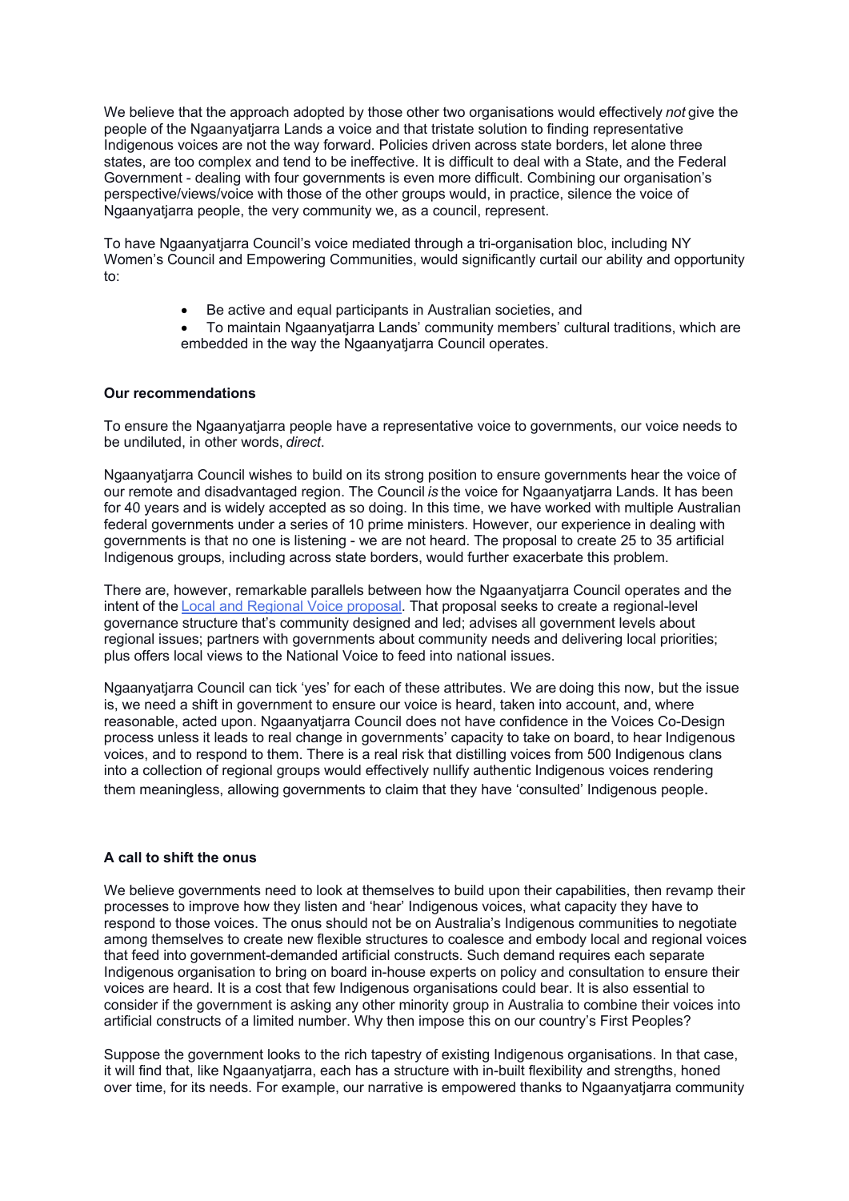We believe that the approach adopted by those other two organisations would effectively *not* give the people of the Ngaanyatjarra Lands a voice and that tristate solution to finding representative Indigenous voices are not the way forward. Policies driven across state borders, let alone three states, are too complex and tend to be ineffective. It is difficult to deal with a State, and the Federal Government - dealing with four governments is even more difficult. Combining our organisation's perspective/views/voice with those of the other groups would, in practice, silence the voice of Ngaanyatjarra people, the very community we, as a council, represent.

To have Ngaanyatjarra Council's voice mediated through a tri-organisation bloc, including NY Women's Council and Empowering Communities, would significantly curtail our ability and opportunity to:

- Be active and equal participants in Australian societies, and
- To maintain Ngaanyatjarra Lands' community members' cultural traditions, which are embedded in the way the Ngaanyatjarra Council operates.

**Our recommendations**

To ensure the Ngaanyatjarra people have a representative voice to governments, our voice needs to be undiluted, in other words, *direct*.

Ngaanyatjarra Council wishes to build on its strong position to ensure governments hear the voice of our remote and disadvantaged region. The Council *is* the voice for Ngaanyatjarra Lands. It has been for 40 years and is widely accepted as so doing. In this time, we have worked with multiple Australian federal governments under a series of 10 prime ministers. However, our experience in dealing with governments is that no one is listening - we are not heard. The proposal to create 25 to 35 artificial Indigenous groups, including across state borders, would further exacerbate this problem.

There are, however, remarkable parallels between how the Ngaanyatjarra Council operates and the intent of the Local and Regional Voice proposal. That proposal seeks to create a regional-level governance structure that's community designed and led; advises all government levels about regional issues; partners with governments about community needs and delivering local priorities; plus offers local views to the National Voice to feed into national issues.

Ngaanyatjarra Council can tick 'yes' for each of these attributes. We are doing this now, but the issue is, we need a shift in government to ensure our voice is heard, taken into account, and, where reasonable, acted upon. Ngaanyatjarra Council does not have confidence in the Voices Co-Design process unless it leads to real change in governments' capacity to take on board, to hear Indigenous voices, and to respond to them. There is a real risk that distilling voices from 500 Indigenous clans into a collection of regional groups would effectively nullify authentic Indigenous voices rendering them meaningless, allowing governments to claim that they have 'consulted' Indigenous people.

**A call to shift the onus**

We believe governments need to look at themselves to build upon their capabilities, then revamp their processes to improve how they listen and 'hear' Indigenous voices, what capacity they have to respond to those voices. The onus should not be on Australia's Indigenous communities to negotiate among themselves to create new flexible structures to coalesce and embody local and regional voices that feed into government-demanded artificial constructs. Such demand requires each separate Indigenous organisation to bring on board in-house experts on policy and consultation to ensure their voices are heard. It is a cost that few Indigenous organisations could bear. It is also essential to consider if the government is asking any other minority group in Australia to combine their voices into artificial constructs of a limited number. Why then impose this on our country's First Peoples?

Suppose the government looks to the rich tapestry of existing Indigenous organisations. In that case, it will find that, like Ngaanyatjarra, each has a structure with in-built flexibility and strengths, honed over time, for its needs. For example, our narrative is empowered thanks to Ngaanyatjarra community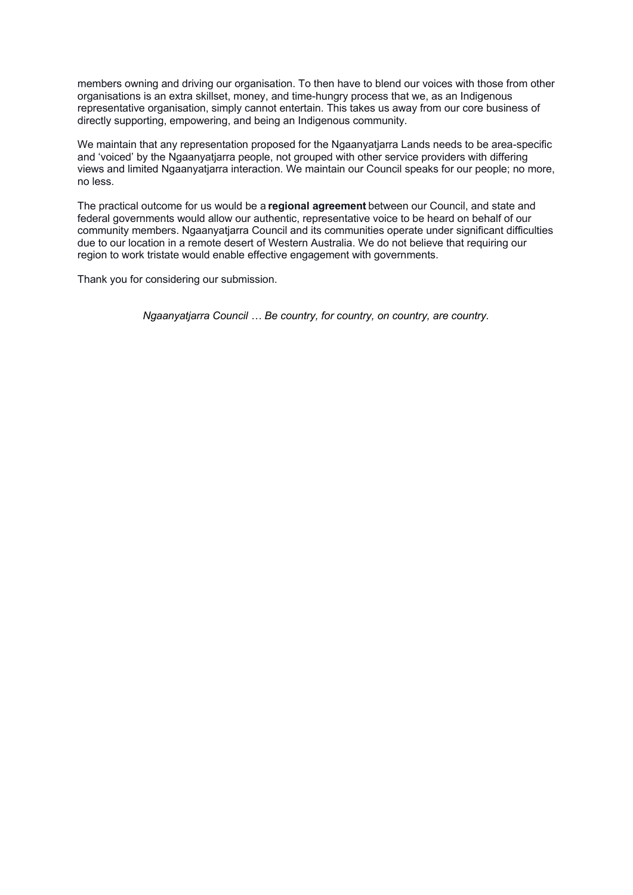members owning and driving our organisation. To then have to blend our voices with those from other organisations is an extra skillset, money, and time-hungry process that we, as an Indigenous representative organisation, simply cannot entertain. This takes us away from our core business of directly supporting, empowering, and being an Indigenous community.

We maintain that any representation proposed for the Ngaanyatjarra Lands needs to be area-specific and 'voiced' by the Ngaanyatjarra people, not grouped with other service providers with differing views and limited Ngaanyatjarra interaction. We maintain our Council speaks for our people; no more, no less.

The practical outcome for us would be a **regional agreement** between our Council, and state and federal governments would allow our authentic, representative voice to be heard on behalf of our community members. Ngaanyatjarra Council and its communities operate under significant difficulties due to our location in a remote desert of Western Australia. We do not believe that requiring our region to work tristate would enable effective engagement with governments.

Thank you for considering our submission.

*Ngaanyatjarra Council … Be country, for country, on country, are country.*